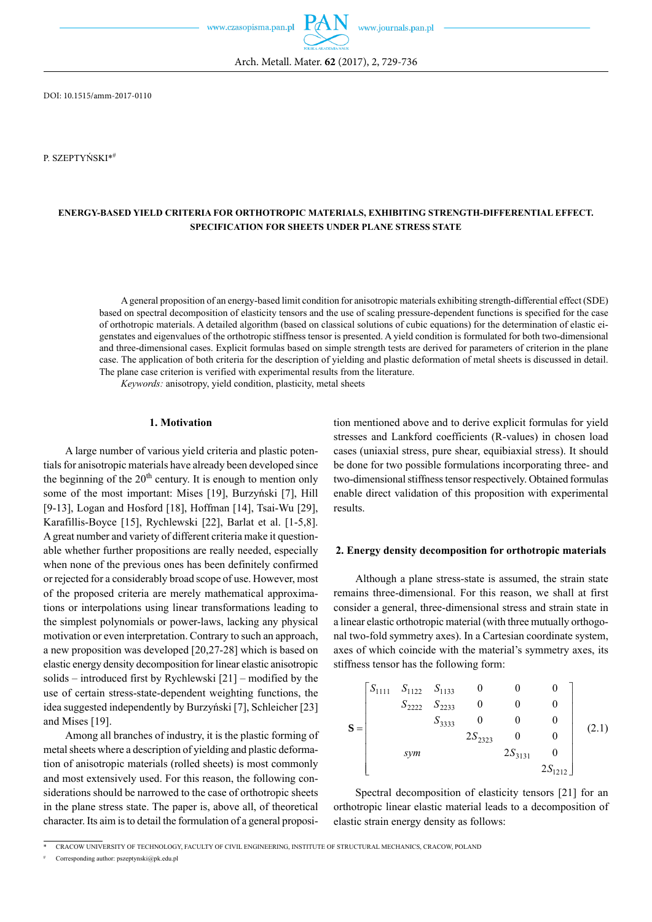DOI: 10.1515/amm-2017-0110

P. SZEPTYŃSKI*#

# ENERGY-BASED YIELD CRITERIA FOR ORTHOTROPIC MATERIALS, EXHIBITING STRENGTH-DIFFERENTIAL EFFECT. SPECIFICATION FOR SHEETS UNDER PLANE STRESS STATE

A general proposition of an energy-based limit condition for anisotropic materials exhibiting strength-differential effect (SDE) based on spectral decomposition of elasticity tensors and the use of scaling pressure-dependent functions is specified for the case of orthotropic materials. A detailed algorithm (based on classical solutions of cubic equations) for the determination of elastic eigenstates and eigenvalues of the orthotropic stiffness tensor is presented. A yield condition is formulated for both two-dimensional and three-dimensional cases. Explicit formulas based on simple strength tests are derived for parameters of criterion in the plane case. The application of both criteria for the description of yielding and plastic deformation of metal sheets is discussed in detail. The plane case criterion is verified with experimental results from the literature.

*Keywords:* anisotropy, yield condition, plasticity, metal sheets

## 1. Motivation

A large number of various yield criteria and plastic potentials for anisotropic materials have already been developed since the beginning of the 20th century. It is enough to mention only some of the most important: Mises [19], Burzyński [7], Hill [9-13], Logan and Hosford [18], Hoffman [14], Tsai-Wu [29], Karafillis-Boyce [15], Rychlewski [22], Barlat et al. [1-5,8]. A great number and variety of different criteria make it questionable whether further propositions are really needed, especially when none of the previous ones has been definitely confirmed or rejected for a considerably broad scope of use. However, most of the proposed criteria are merely mathematical approximations or interpolations using linear transformations leading to the simplest polynomials or power-laws, lacking any physical motivation or even interpretation. Contrary to such an approach, a new proposition was developed [20,27-28] which is based on elastic energy density decomposition for linear elastic anisotropic solids – introduced first by Rychlewski [21] – modified by the use of certain stress-state-dependent weighting functions, the idea suggested independently by Burzyński [7], Schleicher [23] and Mises [19].

Among all branches of industry, it is the plastic forming of metal sheets where a description of yielding and plastic deformation of anisotropic materials (rolled sheets) is most commonly and most extensively used. For this reason, the following considerations should be narrowed to the case of orthotropic sheets in the plane stress state. The paper is, above all, of theoretical character. Its aim is to detail the formulation of a general proposition mentioned above and to derive explicit formulas for yield stresses and Lankford coefficients (R-values) in chosen load cases (uniaxial stress, pure shear, equibiaxial stress). It should be done for two possible formulations incorporating three- and two-dimensional stiffness tensor respectively. Obtained formulas enable direct validation of this proposition with experimental results.

## 2. Energy density decomposition for orthotropic materials

Although a plane stress-state is assumed, the strain state remains three-dimensional. For this reason, we shall at first consider a general, three-dimensional stress and strain state in a linear elastic orthotropic material (with three mutually orthogonal two-fold symmetry axes). In a Cartesian coordinate system, axes of which coincide with the material's symmetry axes, its stiffness tensor has the following form:

$$
\mathbf{S} = \begin{bmatrix} S_{1111} & S_{1122} & S_{1133} & 0 & 0 & 0 \\ & S_{2222} & S_{2233} & 0 & 0 & 0 \\ & & S_{3333} & 0 & 0 & 0 \\ & & & 2S_{2323} & 0 & 0 \\ & sym & & & 2S_{3131} & 0 \\ & & & & & 2S_{1212} \end{bmatrix} \tag{2.1}
$$

Spectral decomposition of elasticity tensors [21] for an orthotropic linear elastic material leads to a decomposition of elastic strain energy density as follows:

---

\* CRACOW UNIVERSITY OF TECHNOLOGY, FACULTY OF CIVIL ENGINEERING, INSTITUTE OF STRUCTURAL MECHANICS, CRACOW, POLAND

\# Corresponding author: pszeptynski@pk.edu.pl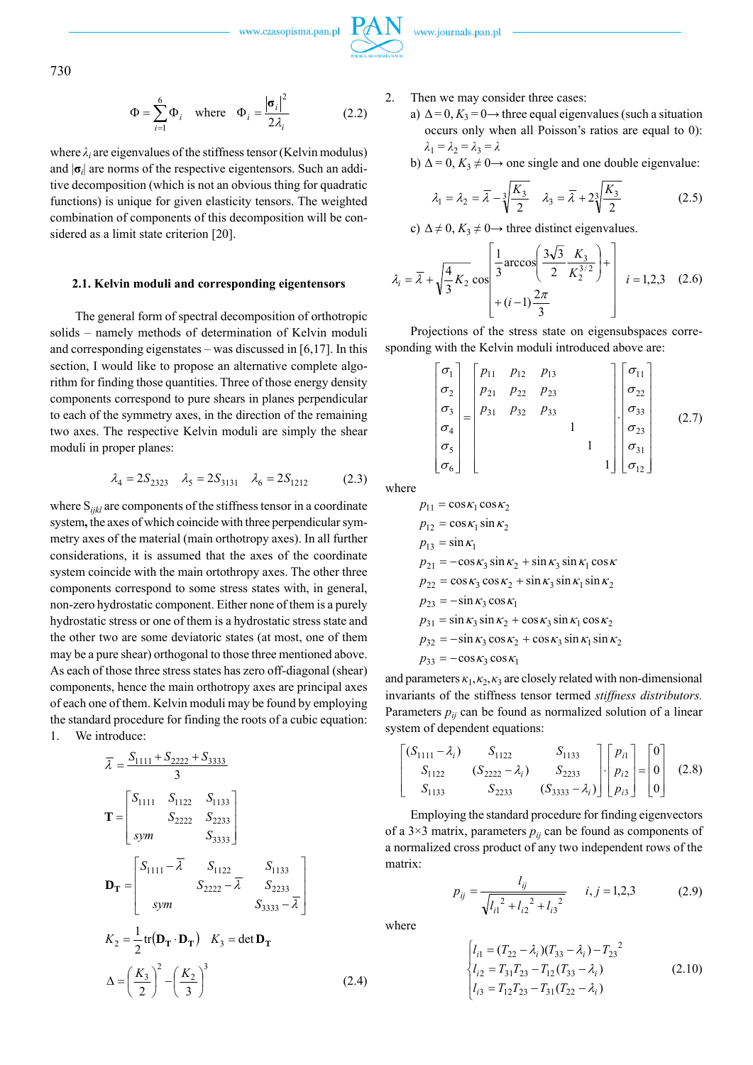$$\Phi = \sum_{i=1}^{6} \Phi_i \quad \text{where} \quad \Phi_i = \frac{|\boldsymbol{\sigma}_i|^2}{2\lambda_i} \tag{2.2}$$

where $\lambda_i$ are eigenvalues of the stiffness tensor (Kelvin modulus) and $|\boldsymbol{\sigma}_i|$ are norms of the respective eigentensors. Such an additive decomposition (which is not an obvious thing for quadratic functions) is unique for given elasticity tensors. The weighted combination of components of this decomposition will be considered as a limit state criterion [20].

### 2.1. Kelvin moduli and corresponding eigentensors

The general form of spectral decomposition of orthotropic solids – namely methods of determination of Kelvin moduli and corresponding eigenstates – was discussed in [6,17]. In this section, I would like to propose an alternative complete algorithm for finding those quantities. Three of those energy density components correspond to pure shears in planes perpendicular to each of the symmetry axes, in the direction of the remaining two axes. The respective Kelvin moduli are simply the shear moduli in proper planes:

$$\lambda_4 = 2S_{2323} \quad \lambda_5 = 2S_{3131} \quad \lambda_6 = 2S_{1212} \tag{2.3}$$

where $S_{ijkl}$ are components of the stiffness tensor in a coordinate system, the axes of which coincide with three perpendicular symmetry axes of the material (main orthotropy axes). In all further considerations, it is assumed that the axes of the coordinate system coincide with the main ortothropy axes. The other three components correspond to some stress states with, in general, non-zero hydrostatic component. Either none of them is a purely hydrostatic stress or one of them is a hydrostatic stress state and the other two are some deviatoric states (at most, one of them may be a pure shear) orthogonal to those three mentioned above. As each of those three stress states has zero off-diagonal (shear) components, hence the main orthotropy axes are principal axes of each one of them. Kelvin moduli may be found by employing the standard procedure for finding the roots of a cubic equation:

1. We introduce:

$$\bar{\lambda} = \frac{S_{1111} + S_{2222} + S_{3333}}{3}$$

$$\mathbf{T} = \begin{bmatrix} S_{1111} & S_{1122} & S_{1133} \\ & S_{2222} & S_{2233} \\ sym & & S_{3333} \end{bmatrix}$$

$$\mathbf{D_T} = \begin{bmatrix} S_{1111} - \bar{\lambda} & S_{1122} & S_{1133} \\ & S_{2222} - \bar{\lambda} & S_{2233} \\ sym & & S_{3333} - \bar{\lambda} \end{bmatrix}$$

$$K_2 = \frac{1}{2}\mathrm{tr}(\mathbf{D_T} \cdot \mathbf{D_T}) \quad K_3 = \det \mathbf{D_T}$$

$$\Delta = \left(\frac{K_3}{2}\right)^2 - \left(\frac{K_2}{3}\right)^3 \tag{2.4}$$

2. Then we may consider three cases:
   a) $\Delta = 0$, $K_3 = 0 \rightarrow$ three equal eigenvalues (such a situation occurs only when all Poisson's ratios are equal to 0): $\lambda_1 = \lambda_2 = \lambda_3 = \lambda$
   b) $\Delta = 0$, $K_3 \neq 0 \rightarrow$ one single and one double eigenvalue:

$$\lambda_1 = \lambda_2 = \bar{\lambda} - \sqrt[3]{\frac{K_3}{2}} \quad \lambda_3 = \bar{\lambda} + 2\sqrt[3]{\frac{K_3}{2}} \tag{2.5}$$

   c) $\Delta \neq 0$, $K_3 \neq 0 \rightarrow$ three distinct eigenvalues.

$$\lambda_i = \bar{\lambda} + \sqrt{\frac{4}{3}K_2} \cos\left[\frac{1}{3}\arccos\left(\frac{3\sqrt{3}}{2}\frac{K_3}{K_2^{3/2}}\right) + (i-1)\frac{2\pi}{3}\right] \quad i = 1,2,3 \tag{2.6}$$

Projections of the stress state on eigensubspaces corresponding with the Kelvin moduli introduced above are:

$$\begin{bmatrix} \sigma_1 \\ \sigma_2 \\ \sigma_3 \\ \sigma_4 \\ \sigma_5 \\ \sigma_6 \end{bmatrix} = \begin{bmatrix} p_{11} & p_{12} & p_{13} & & & \\ p_{21} & p_{22} & p_{23} & & & \\ p_{31} & p_{32} & p_{33} & & & \\ & & & 1 & & \\ & & & & 1 & \\ & & & & & 1 \end{bmatrix} \cdot \begin{bmatrix} \sigma_{11} \\ \sigma_{22} \\ \sigma_{33} \\ \sigma_{23} \\ \sigma_{31} \\ \sigma_{12} \end{bmatrix} \tag{2.7}$$

where

$$p_{11} = \cos\kappa_1 \cos\kappa_2$$
$$p_{12} = \cos\kappa_1 \sin\kappa_2$$
$$p_{13} = \sin\kappa_1$$
$$p_{21} = -\cos\kappa_3 \sin\kappa_2 + \sin\kappa_3 \sin\kappa_1 \cos\kappa$$
$$p_{22} = \cos\kappa_3 \cos\kappa_2 + \sin\kappa_3 \sin\kappa_1 \sin\kappa_2$$
$$p_{23} = -\sin\kappa_3 \cos\kappa_1$$
$$p_{31} = \sin\kappa_3 \sin\kappa_2 + \cos\kappa_3 \sin\kappa_1 \cos\kappa_2$$
$$p_{32} = -\sin\kappa_3 \cos\kappa_2 + \cos\kappa_3 \sin\kappa_1 \sin\kappa_2$$
$$p_{33} = -\cos\kappa_3 \cos\kappa_1$$

and parameters $\kappa_1, \kappa_2, \kappa_3$ are closely related with non-dimensional invariants of the stiffness tensor termed *stiffness distributors.* Parameters $p_{ij}$ can be found as normalized solution of a linear system of dependent equations:

$$\begin{bmatrix} (S_{1111} - \lambda_i) & S_{1122} & S_{1133} \\ S_{1122} & (S_{2222} - \lambda_i) & S_{2233} \\ S_{1133} & S_{2233} & (S_{3333} - \lambda_i) \end{bmatrix} \cdot \begin{bmatrix} p_{i1} \\ p_{i2} \\ p_{i3} \end{bmatrix} = \begin{bmatrix} 0 \\ 0 \\ 0 \end{bmatrix} \tag{2.8}$$

Employing the standard procedure for finding eigenvectors of a 3×3 matrix, parameters $p_{ij}$ can be found as components of a normalized cross product of any two independent rows of the matrix:

$$p_{ij} = \frac{l_{ij}}{\sqrt{l_{i1}{}^2 + l_{i2}{}^2 + l_{i3}{}^2}} \quad i, j = 1,2,3 \tag{2.9}$$

where

$$\begin{cases} l_{i1} = (T_{22} - \lambda_i)(T_{33} - \lambda_i) - T_{23}{}^2 \\ l_{i2} = T_{31}T_{23} - T_{12}(T_{33} - \lambda_i) \\ l_{i3} = T_{12}T_{23} - T_{31}(T_{22} - \lambda_i) \end{cases} \tag{2.10}$$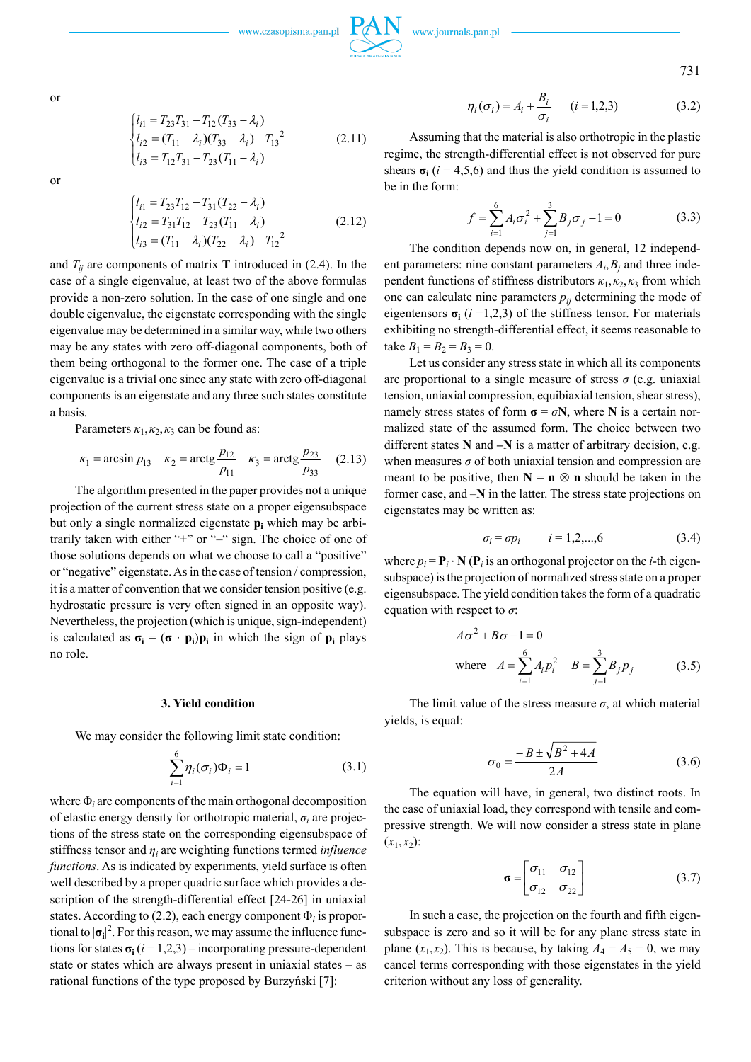or

$$\begin{cases} l_{i1} = T_{23}T_{31} - T_{12}(T_{33} - \lambda_i) \\ l_{i2} = (T_{11} - \lambda_i)(T_{33} - \lambda_i) - T_{13}{}^2 \\ l_{i3} = T_{12}T_{31} - T_{23}(T_{11} - \lambda_i) \end{cases} \tag{2.11}$$

or

$$\begin{cases} l_{i1} = T_{23}T_{12} - T_{31}(T_{22} - \lambda_i) \\ l_{i2} = T_{31}T_{12} - T_{23}(T_{11} - \lambda_i) \\ l_{i3} = (T_{11} - \lambda_i)(T_{22} - \lambda_i) - T_{12}{}^2 \end{cases} \tag{2.12}$$

and $T_{ij}$ are components of matrix $\mathbf{T}$ introduced in (2.4). In the case of a single eigenvalue, at least two of the above formulas provide a non-zero solution. In the case of one single and one double eigenvalue, the eigenstate corresponding with the single eigenvalue may be determined in a similar way, while two others may be any states with zero off-diagonal components, both of them being orthogonal to the former one. The case of a triple eigenvalue is a trivial one since any state with zero off-diagonal components is an eigenstate and any three such states constitute a basis.

Parameters $\kappa_1, \kappa_2, \kappa_3$ can be found as:

$$\kappa_1 = \arcsin p_{13} \quad \kappa_2 = \operatorname{arctg} \frac{p_{12}}{p_{11}} \quad \kappa_3 = \operatorname{arctg} \frac{p_{23}}{p_{33}} \tag{2.13}$$

The algorithm presented in the paper provides not a unique projection of the current stress state on a proper eigensubspace but only a single normalized eigenstate $\mathbf{p_i}$ which may be arbitrarily taken with either "+" or "–" sign. The choice of one of those solutions depends on what we choose to call a "positive" or "negative" eigenstate. As in the case of tension / compression, it is a matter of convention that we consider tension positive (e.g. hydrostatic pressure is very often signed in an opposite way). Nevertheless, the projection (which is unique, sign-independent) is calculated as $\boldsymbol{\sigma_i} = (\boldsymbol{\sigma} \cdot \mathbf{p_i})\mathbf{p_i}$ in which the sign of $\mathbf{p_i}$ plays no role.

## 3. Yield condition

We may consider the following limit state condition:

$$\sum_{i=1}^{6} \eta_i(\sigma_i)\Phi_i = 1 \tag{3.1}$$

where $\Phi_i$ are components of the main orthogonal decomposition of elastic energy density for orthotropic material, $\sigma_i$ are projections of the stress state on the corresponding eigensubspace of stiffness tensor and $\eta_i$ are weighting functions termed *influence functions*. As is indicated by experiments, yield surface is often well described by a proper quadric surface which provides a description of the strength-differential effect [24-26] in uniaxial states. According to (2.2), each energy component $\Phi_i$ is proportional to $|\boldsymbol{\sigma_i}|^2$. For this reason, we may assume the influence functions for states $\boldsymbol{\sigma_i}$ ($i = 1,2,3$) – incorporating pressure-dependent state or states which are always present in uniaxial states – as rational functions of the type proposed by Burzyński [7]:

$$\eta_i(\sigma_i) = A_i + \frac{B_i}{\sigma_i} \qquad (i = 1,2,3) \tag{3.2}$$

Assuming that the material is also orthotropic in the plastic regime, the strength-differential effect is not observed for pure shears $\boldsymbol{\sigma_i}$ ($i = 4,5,6$) and thus the yield condition is assumed to be in the form:

$$f = \sum_{i=1}^{6} A_i\sigma_i^2 + \sum_{j=1}^{3} B_j\sigma_j - 1 = 0 \tag{3.3}$$

The condition depends now on, in general, 12 independent parameters: nine constant parameters $A_i, B_j$ and three independent functions of stiffness distributors $\kappa_1, \kappa_2, \kappa_3$ from which one can calculate nine parameters $p_{ij}$ determining the mode of eigentensors $\boldsymbol{\sigma_i}$ ($i = 1,2,3$) of the stiffness tensor. For materials exhibiting no strength-differential effect, it seems reasonable to take $B_1 = B_2 = B_3 = 0$.

Let us consider any stress state in which all its components are proportional to a single measure of stress $\sigma$ (e.g. uniaxial tension, uniaxial compression, equibiaxial tension, shear stress), namely stress states of form $\boldsymbol{\sigma} = \sigma\mathbf{N}$, where $\mathbf{N}$ is a certain normalized state of the assumed form. The choice between two different states $\mathbf{N}$ and $-\mathbf{N}$ is a matter of arbitrary decision, e.g. when measures $\sigma$ of both uniaxial tension and compression are meant to be positive, then $\mathbf{N} = \mathbf{n} \otimes \mathbf{n}$ should be taken in the former case, and $-\mathbf{N}$ in the latter. The stress state projections on eigenstates may be written as:

$$\sigma_i = \sigma p_i \qquad i = 1,2,...,6 \tag{3.4}$$

where $p_i = \mathbf{P}_i \cdot \mathbf{N}$ ($\mathbf{P}_i$ is an orthogonal projector on the $i$-th eigensubspace) is the projection of normalized stress state on a proper eigensubspace. The yield condition takes the form of a quadratic equation with respect to $\sigma$:

$$A\sigma^2 + B\sigma - 1 = 0$$

$$\text{where} \quad A = \sum_{i=1}^{6} A_i p_i^2 \quad B = \sum_{j=1}^{3} B_j p_j \tag{3.5}$$

The limit value of the stress measure $\sigma$, at which material yields, is equal:

$$\sigma_0 = \frac{-B \pm \sqrt{B^2 + 4A}}{2A} \tag{3.6}$$

The equation will have, in general, two distinct roots. In the case of uniaxial load, they correspond with tensile and compressive strength. We will now consider a stress state in plane $(x_1, x_2)$:

$$\boldsymbol{\sigma} = \begin{bmatrix} \sigma_{11} & \sigma_{12} \\ \sigma_{12} & \sigma_{22} \end{bmatrix} \tag{3.7}$$

In such a case, the projection on the fourth and fifth eigensubspace is zero and so it will be for any plane stress state in plane $(x_1, x_2)$. This is because, by taking $A_4 = A_5 = 0$, we may cancel terms corresponding with those eigenstates in the yield criterion without any loss of generality.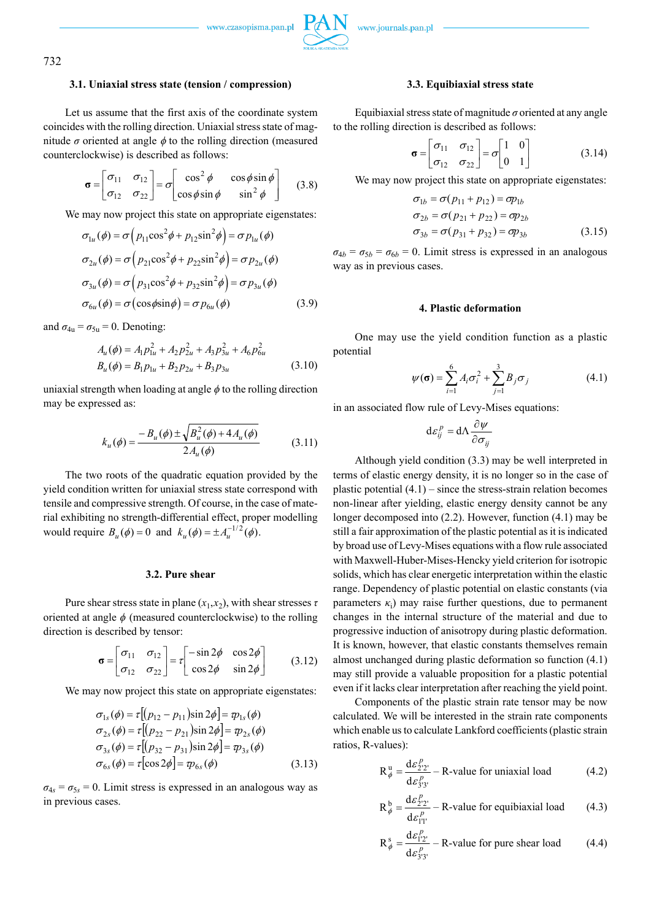### 3.1. Uniaxial stress state (tension / compression)

Let us assume that the first axis of the coordinate system coincides with the rolling direction. Uniaxial stress state of magnitude $\sigma$ oriented at angle $\phi$ to the rolling direction (measured counterclockwise) is described as follows:

$$\boldsymbol{\sigma} = \begin{bmatrix} \sigma_{11} & \sigma_{12} \\ \sigma_{12} & \sigma_{22} \end{bmatrix} = \sigma \begin{bmatrix} \cos^2\phi & \cos\phi\sin\phi \\ \cos\phi\sin\phi & \sin^2\phi \end{bmatrix} \tag{3.8}$$

We may now project this state on appropriate eigenstates:

$$\begin{aligned}
\sigma_{1u}(\phi) &= \sigma\left(p_{11}\cos^2\phi + p_{12}\sin^2\phi\right) = \sigma p_{1u}(\phi) \\
\sigma_{2u}(\phi) &= \sigma\left(p_{21}\cos^2\phi + p_{22}\sin^2\phi\right) = \sigma p_{2u}(\phi) \\
\sigma_{3u}(\phi) &= \sigma\left(p_{31}\cos^2\phi + p_{32}\sin^2\phi\right) = \sigma p_{3u}(\phi) \\
\sigma_{6u}(\phi) &= \sigma\left(\cos\phi\sin\phi\right) = \sigma p_{6u}(\phi)
\end{aligned} \tag{3.9}$$

and $\sigma_{4u} = \sigma_{5u} = 0$. Denoting:

$$\begin{aligned}
A_u(\phi) &= A_1 p_{1u}^2 + A_2 p_{2u}^2 + A_3 p_{3u}^2 + A_6 p_{6u}^2 \\
B_u(\phi) &= B_1 p_{1u} + B_2 p_{2u} + B_3 p_{3u}
\end{aligned} \tag{3.10}$$

uniaxial strength when loading at angle $\phi$ to the rolling direction may be expressed as:

$$k_u(\phi) = \frac{-B_u(\phi) \pm \sqrt{B_u^2(\phi) + 4A_u(\phi)}}{2A_u(\phi)} \tag{3.11}$$

The two roots of the quadratic equation provided by the yield condition written for uniaxial stress state correspond with tensile and compressive strength. Of course, in the case of material exhibiting no strength-differential effect, proper modelling would require $B_u(\phi) = 0$ and $k_u(\phi) = \pm A_u^{-1/2}(\phi)$.

### 3.2. Pure shear

Pure shear stress state in plane $(x_1, x_2)$, with shear stresses $\tau$ oriented at angle $\phi$ (measured counterclockwise) to the rolling direction is described by tensor:

$$\boldsymbol{\sigma} = \begin{bmatrix} \sigma_{11} & \sigma_{12} \\ \sigma_{12} & \sigma_{22} \end{bmatrix} = \tau \begin{bmatrix} -\sin 2\phi & \cos 2\phi \\ \cos 2\phi & \sin 2\phi \end{bmatrix} \tag{3.12}$$

We may now project this state on appropriate eigenstates:

$$\begin{aligned}
\sigma_{1s}(\phi) &= \tau\left[(p_{12} - p_{11})\sin 2\phi\right] = \tau p_{1s}(\phi) \\
\sigma_{2s}(\phi) &= \tau\left[(p_{22} - p_{21})\sin 2\phi\right] = \tau p_{2s}(\phi) \\
\sigma_{3s}(\phi) &= \tau\left[(p_{32} - p_{31})\sin 2\phi\right] = \tau p_{3s}(\phi) \\
\sigma_{6s}(\phi) &= \tau\left[\cos 2\phi\right] = \tau p_{6s}(\phi)
\end{aligned} \tag{3.13}$$

$\sigma_{4s} = \sigma_{5s} = 0$. Limit stress is expressed in an analogous way as in previous cases.

### 3.3. Equibiaxial stress state

Equibiaxial stress state of magnitude $\sigma$ oriented at any angle to the rolling direction is described as follows:

$$\boldsymbol{\sigma} = \begin{bmatrix} \sigma_{11} & \sigma_{12} \\ \sigma_{12} & \sigma_{22} \end{bmatrix} = \sigma \begin{bmatrix} 1 & 0 \\ 0 & 1 \end{bmatrix} \tag{3.14}$$

We may now project this state on appropriate eigenstates:

$$\begin{aligned}
\sigma_{1b} &= \sigma(p_{11} + p_{12}) = \sigma p_{1b} \\
\sigma_{2b} &= \sigma(p_{21} + p_{22}) = \sigma p_{2b} \\
\sigma_{3b} &= \sigma(p_{31} + p_{32}) = \sigma p_{3b}
\end{aligned} \tag{3.15}$$

$\sigma_{4b} = \sigma_{5b} = \sigma_{6b} = 0$. Limit stress is expressed in an analogous way as in previous cases.

## 4. Plastic deformation

One may use the yield condition function as a plastic potential

$$\psi(\boldsymbol{\sigma}) = \sum_{i=1}^{6} A_i \sigma_i^2 + \sum_{j=1}^{3} B_j \sigma_j \tag{4.1}$$

in an associated flow rule of Levy-Mises equations:

$$\mathrm{d}\varepsilon_{ij}^p = \mathrm{d}\Lambda \frac{\partial \psi}{\partial \sigma_{ij}}$$

Although yield condition (3.3) may be well interpreted in terms of elastic energy density, it is no longer so in the case of plastic potential (4.1) – since the stress-strain relation becomes non-linear after yielding, elastic energy density cannot be any longer decomposed into (2.2). However, function (4.1) may be still a fair approximation of the plastic potential as it is indicated by broad use of Levy-Mises equations with a flow rule associated with Maxwell-Huber-Mises-Hencky yield criterion for isotropic solids, which has clear energetic interpretation within the elastic range. Dependency of plastic potential on elastic constants (via parameters $\kappa_i$) may raise further questions, due to permanent changes in the internal structure of the material and due to progressive induction of anisotropy during plastic deformation. It is known, however, that elastic constants themselves remain almost unchanged during plastic deformation so function (4.1) may still provide a valuable proposition for a plastic potential even if it lacks clear interpretation after reaching the yield point.

Components of the plastic strain rate tensor may be now calculated. We will be interested in the strain rate components which enable us to calculate Lankford coefficients (plastic strain ratios, R-values):

$$\mathrm{R}_\phi^{\mathrm{u}} = \frac{\mathrm{d}\varepsilon_{2'2'}^p}{\mathrm{d}\varepsilon_{3'3'}^p} \text{ – R-value for uniaxial load} \tag{4.2}$$

$$\mathrm{R}_\phi^{\mathrm{b}} = \frac{\mathrm{d}\varepsilon_{2'2'}^p}{\mathrm{d}\varepsilon_{1'1'}^p} \text{ – R-value for equibiaxial load} \tag{4.3}$$

$$\mathrm{R}_\phi^{\mathrm{s}} = \frac{\mathrm{d}\varepsilon_{1'2'}^p}{\mathrm{d}\varepsilon_{3'3'}^p} \text{ – R-value for pure shear load} \tag{4.4}$$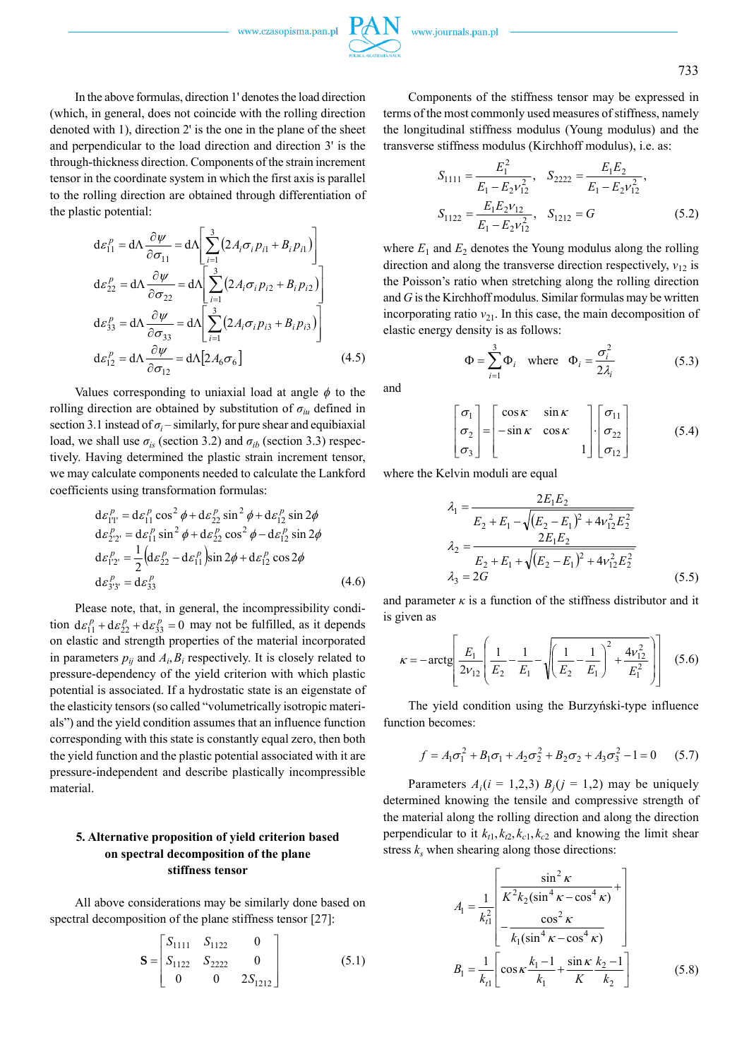In the above formulas, direction 1' denotes the load direction (which, in general, does not coincide with the rolling direction denoted with 1), direction 2' is the one in the plane of the sheet and perpendicular to the load direction and direction 3' is the through-thickness direction. Components of the strain increment tensor in the coordinate system in which the first axis is parallel to the rolling direction are obtained through differentiation of the plastic potential:

$$
\begin{aligned}
d\varepsilon_{11}^{p} &= d\Lambda \frac{\partial \psi}{\partial \sigma_{11}} = d\Lambda \left[ \sum_{i=1}^{3} \left( 2A_i \sigma_i p_{i1} + B_i p_{i1} \right) \right] \\
d\varepsilon_{22}^{p} &= d\Lambda \frac{\partial \psi}{\partial \sigma_{22}} = d\Lambda \left[ \sum_{i=1}^{3} \left( 2A_i \sigma_i p_{i2} + B_i p_{i2} \right) \right] \\
d\varepsilon_{33}^{p} &= d\Lambda \frac{\partial \psi}{\partial \sigma_{33}} = d\Lambda \left[ \sum_{i=1}^{3} \left( 2A_i \sigma_i p_{i3} + B_i p_{i3} \right) \right] \\
d\varepsilon_{12}^{p} &= d\Lambda \frac{\partial \psi}{\partial \sigma_{12}} = d\Lambda \left[ 2A_6 \sigma_6 \right]
\end{aligned}
\tag{4.5}
$$

Values corresponding to uniaxial load at angle $\phi$ to the rolling direction are obtained by substitution of $\sigma_{iu}$ defined in section 3.1 instead of $\sigma_i$ – similarly, for pure shear and equibiaxial load, we shall use $\sigma_{is}$ (section 3.2) and $\sigma_{ib}$ (section 3.3) respectively. Having determined the plastic strain increment tensor, we may calculate components needed to calculate the Lankford coefficients using transformation formulas:

$$
\begin{aligned}
d\varepsilon_{1'1'}^{p} &= d\varepsilon_{11}^{p} \cos^2\phi + d\varepsilon_{22}^{p} \sin^2\phi + d\varepsilon_{12}^{p} \sin 2\phi \\
d\varepsilon_{2'2'}^{p} &= d\varepsilon_{11}^{p} \sin^2\phi + d\varepsilon_{22}^{p} \cos^2\phi - d\varepsilon_{12}^{p} \sin 2\phi \\
d\varepsilon_{1'2'}^{p} &= \frac{1}{2}\left( d\varepsilon_{22}^{p} - d\varepsilon_{11}^{p} \right) \sin 2\phi + d\varepsilon_{12}^{p} \cos 2\phi \\
d\varepsilon_{3'3'}^{p} &= d\varepsilon_{33}^{p}
\end{aligned}
\tag{4.6}
$$

Please note, that, in general, the incompressibility condition $d\varepsilon_{11}^{p} + d\varepsilon_{22}^{p} + d\varepsilon_{33}^{p} = 0$ may not be fulfilled, as it depends on elastic and strength properties of the material incorporated in parameters $p_{ij}$ and $A_i, B_i$ respectively. It is closely related to pressure-dependency of the yield criterion with which plastic potential is associated. If a hydrostatic state is an eigenstate of the elasticity tensors (so called "volumetrically isotropic materials") and the yield condition assumes that an influence function corresponding with this state is constantly equal zero, then both the yield function and the plastic potential associated with it are pressure-independent and describe plastically incompressible material.

## 5. Alternative proposition of yield criterion based on spectral decomposition of the plane stiffness tensor

All above considerations may be similarly done based on spectral decomposition of the plane stiffness tensor [27]:

$$
\mathbf{S} = \begin{bmatrix} S_{1111} & S_{1122} & 0 \\ S_{1122} & S_{2222} & 0 \\ 0 & 0 & 2S_{1212} \end{bmatrix}
\tag{5.1}
$$

Components of the stiffness tensor may be expressed in terms of the most commonly used measures of stiffness, namely the longitudinal stiffness modulus (Young modulus) and the transverse stiffness modulus (Kirchhoff modulus), i.e. as:

$$
\begin{aligned}
S_{1111} &= \frac{E_1^2}{E_1 - E_2 \nu_{12}^2}, \quad S_{2222} = \frac{E_1 E_2}{E_1 - E_2 \nu_{12}^2}, \\
S_{1122} &= \frac{E_1 E_2 \nu_{12}}{E_1 - E_2 \nu_{12}^2}, \quad S_{1212} = G
\end{aligned}
\tag{5.2}
$$

where $E_1$ and $E_2$ denotes the Young modulus along the rolling direction and along the transverse direction respectively, $\nu_{12}$ is the Poisson's ratio when stretching along the rolling direction and $G$ is the Kirchhoff modulus. Similar formulas may be written incorporating ratio $\nu_{21}$. In this case, the main decomposition of elastic energy density is as follows:

$$
\Phi = \sum_{i=1}^{3} \Phi_i \quad \text{where} \quad \Phi_i = \frac{\sigma_i^2}{2\lambda_i}
\tag{5.3}
$$

and

$$
\begin{bmatrix} \sigma_1 \\ \sigma_2 \\ \sigma_3 \end{bmatrix} = \begin{bmatrix} \cos\kappa & \sin\kappa & \\ -\sin\kappa & \cos\kappa & \\ & & 1 \end{bmatrix} \cdot \begin{bmatrix} \sigma_{11} \\ \sigma_{22} \\ \sigma_{12} \end{bmatrix}
\tag{5.4}
$$

where the Kelvin moduli are equal

$$
\begin{aligned}
\lambda_1 &= \frac{2E_1E_2}{E_2 + E_1 - \sqrt{\left(E_2 - E_1\right)^2 + 4\nu_{12}^2 E_2^2}} \\
\lambda_2 &= \frac{2E_1E_2}{E_2 + E_1 + \sqrt{\left(E_2 - E_1\right)^2 + 4\nu_{12}^2 E_2^2}} \\
\lambda_3 &= 2G
\end{aligned}
\tag{5.5}
$$

and parameter $\kappa$ is a function of the stiffness distributor and it is given as

$$
\kappa = -\operatorname{arctg}\left[ \frac{E_1}{2\nu_{12}} \left( \frac{1}{E_2} - \frac{1}{E_1} - \sqrt{\left( \frac{1}{E_2} - \frac{1}{E_1} \right)^2 + \frac{4\nu_{12}^2}{E_1^2}} \right) \right]
\tag{5.6}
$$

The yield condition using the Burzyński-type influence function becomes:

$$
f = A_1\sigma_1^2 + B_1\sigma_1 + A_2\sigma_2^2 + B_2\sigma_2 + A_3\sigma_3^2 - 1 = 0
\tag{5.7}
$$

Parameters $A_i (i = 1,2,3)$ $B_j (j = 1,2)$ may be uniquely determined knowing the tensile and compressive strength of the material along the rolling direction and along the direction perpendicular to it $k_{t1}, k_{t2}, k_{c1}, k_{c2}$ and knowing the limit shear stress $k_s$ when shearing along those directions:

$$
\begin{aligned}
A_1 &= \frac{1}{k_{t1}^2} \left[ \frac{\sin^2\kappa}{K^2 k_2 (\sin^4\kappa - \cos^4\kappa)} + \right. \\
&\qquad \left. - \frac{\cos^2\kappa}{k_1 (\sin^4\kappa - \cos^4\kappa)} \right] \\
B_1 &= \frac{1}{k_{t1}} \left[ \cos\kappa \frac{k_1 - 1}{k_1} + \frac{\sin\kappa}{K} \frac{k_2 - 1}{k_2} \right]
\end{aligned}
\tag{5.8}
$$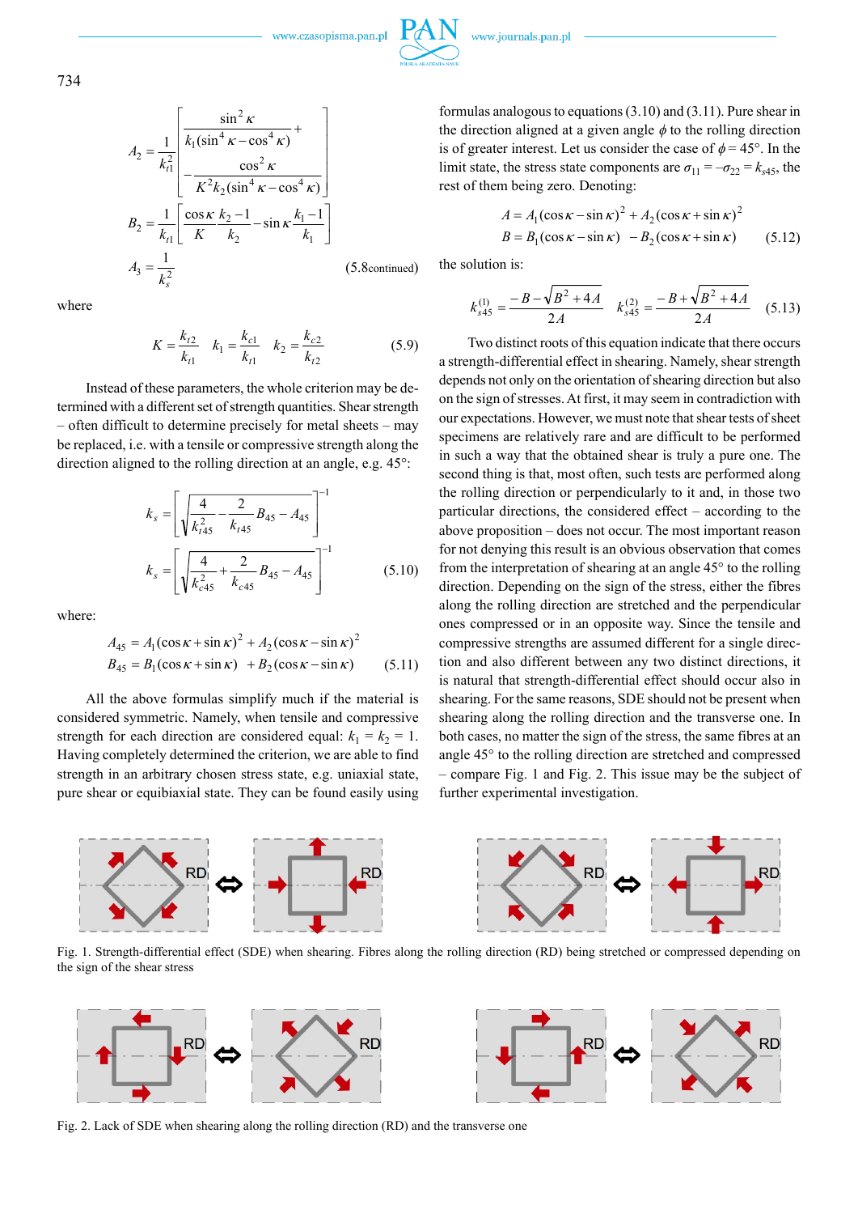$$A_2 = \frac{1}{k_{t1}^2}\left[\begin{array}{l}\dfrac{\sin^2\kappa}{k_1(\sin^4\kappa - \cos^4\kappa)} + \\ -\dfrac{\cos^2\kappa}{K^2 k_2(\sin^4\kappa - \cos^4\kappa)}\end{array}\right]$$

$$B_2 = \frac{1}{k_{t1}}\left[\frac{\cos\kappa}{K}\frac{k_2 - 1}{k_2} - \sin\kappa\frac{k_1 - 1}{k_1}\right]$$

$$A_3 = \frac{1}{k_s^2} \tag{5.8continued}$$

where

$$K = \frac{k_{t2}}{k_{t1}} \quad k_1 = \frac{k_{c1}}{k_{t1}} \quad k_2 = \frac{k_{c2}}{k_{t2}} \tag{5.9}$$

Instead of these parameters, the whole criterion may be determined with a different set of strength quantities. Shear strength – often difficult to determine precisely for metal sheets – may be replaced, i.e. with a tensile or compressive strength along the direction aligned to the rolling direction at an angle, e.g. 45°:

$$k_s = \left[\sqrt{\frac{4}{k_{t45}^2} - \frac{2}{k_{t45}}B_{45} - A_{45}}\right]^{-1}$$

$$k_s = \left[\sqrt{\frac{4}{k_{c45}^2} + \frac{2}{k_{c45}}B_{45} - A_{45}}\right]^{-1} \tag{5.10}$$

where:

$$A_{45} = A_1(\cos\kappa + \sin\kappa)^2 + A_2(\cos\kappa - \sin\kappa)^2$$
$$B_{45} = B_1(\cos\kappa + \sin\kappa) + B_2(\cos\kappa - \sin\kappa) \tag{5.11}$$

All the above formulas simplify much if the material is considered symmetric. Namely, when tensile and compressive strength for each direction are considered equal: $k_1 = k_2 = 1$. Having completely determined the criterion, we are able to find strength in an arbitrary chosen stress state, e.g. uniaxial state, pure shear or equibiaxial state. They can be found easily using formulas analogous to equations (3.10) and (3.11). Pure shear in the direction aligned at a given angle $\phi$ to the rolling direction is of greater interest. Let us consider the case of $\phi = 45°$. In the limit state, the stress state components are $\sigma_{11} = -\sigma_{22} = k_{s45}$, the rest of them being zero. Denoting:

$$A = A_1(\cos\kappa - \sin\kappa)^2 + A_2(\cos\kappa + \sin\kappa)^2$$
$$B = B_1(\cos\kappa - \sin\kappa) \ \ - B_2(\cos\kappa + \sin\kappa) \tag{5.12}$$

the solution is:

$$k_{s45}^{(1)} = \frac{-B - \sqrt{B^2 + 4A}}{2A} \quad k_{s45}^{(2)} = \frac{-B + \sqrt{B^2 + 4A}}{2A} \tag{5.13}$$

Two distinct roots of this equation indicate that there occurs a strength-differential effect in shearing. Namely, shear strength depends not only on the orientation of shearing direction but also on the sign of stresses. At first, it may seem in contradiction with our expectations. However, we must note that shear tests of sheet specimens are relatively rare and are difficult to be performed in such a way that the obtained shear is truly a pure one. The second thing is that, most often, such tests are performed along the rolling direction or perpendicularly to it and, in those two particular directions, the considered effect – according to the above proposition – does not occur. The most important reason for not denying this result is an obvious observation that comes from the interpretation of shearing at an angle 45° to the rolling direction. Depending on the sign of the stress, either the fibres along the rolling direction are stretched and the perpendicular ones compressed or in an opposite way. Since the tensile and compressive strengths are assumed different for a single direction and also different between any two distinct directions, it is natural that strength-differential effect should occur also in shearing. For the same reasons, SDE should not be present when shearing along the rolling direction and the transverse one. In both cases, no matter the sign of the stress, the same fibres at an angle 45° to the rolling direction are stretched and compressed – compare Fig. 1 and Fig. 2. This issue may be the subject of further experimental investigation.

Fig. 1. Strength-differential effect (SDE) when shearing. Fibres along the rolling direction (RD) being stretched or compressed depending on the sign of the shear stress

Fig. 2. Lack of SDE when shearing along the rolling direction (RD) and the transverse one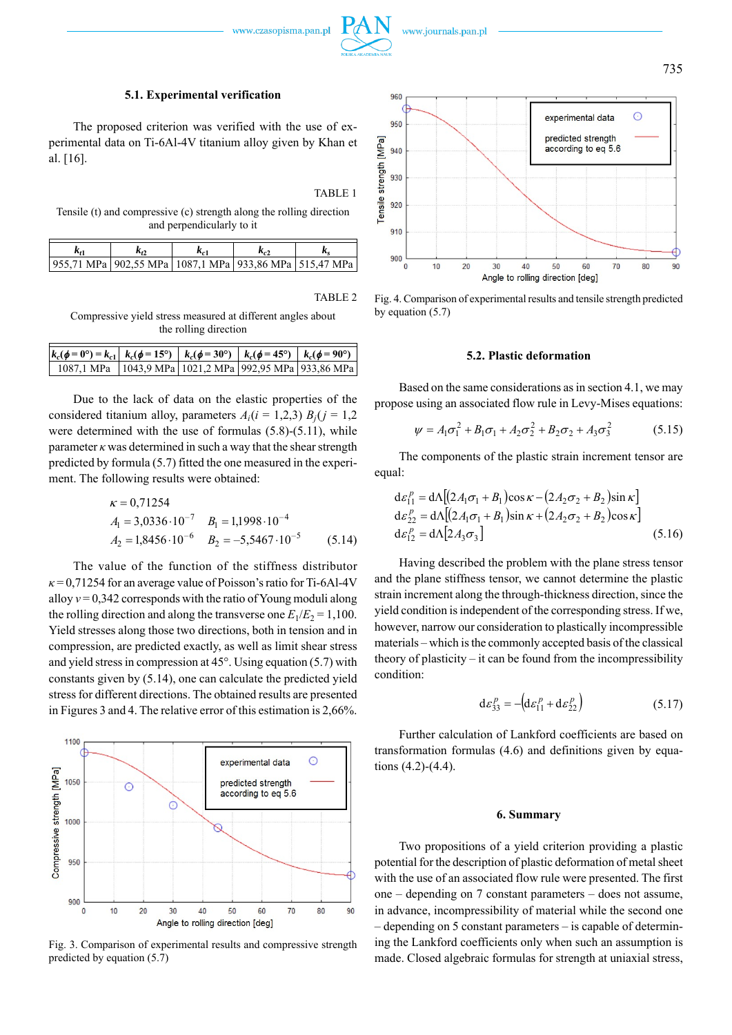### 5.1. Experimental verification

The proposed criterion was verified with the use of experimental data on Ti-6Al-4V titanium alloy given by Khan et al. [16].

TABLE 1

Tensile (t) and compressive (c) strength along the rolling direction and perpendicularly to it

| $k_{t1}$ | $k_{t2}$ | $k_{c1}$ | $k_{c2}$ | $k_s$ |
|---|---|---|---|---|
| 955,71 MPa | 902,55 MPa | 1087,1 MPa | 933,86 MPa | 515,47 MPa |

TABLE 2

Compressive yield stress measured at different angles about the rolling direction

| $k_c(\phi = 0°) = k_{c1}$ | $k_c(\phi = 15°)$ | $k_c(\phi = 30°)$ | $k_c(\phi = 45°)$ | $k_c(\phi = 90°)$ |
|---|---|---|---|---|
| 1087,1 MPa | 1043,9 MPa | 1021,2 MPa | 992,95 MPa | 933,86 MPa |

Due to the lack of data on the elastic properties of the considered titanium alloy, parameters $A_i (i = 1,2,3)$ $B_j (j = 1,2$ were determined with the use of formulas (5.8)-(5.11), while parameter $\kappa$ was determined in such a way that the shear strength predicted by formula (5.7) fitted the one measured in the experiment. The following results were obtained:

$$
\begin{aligned}
&\kappa = 0{,}71254 \\
&A_1 = 3{,}0336 \cdot 10^{-7} \quad B_1 = 1{,}1998 \cdot 10^{-4} \\
&A_2 = 1{,}8456 \cdot 10^{-6} \quad B_2 = -5{,}5467 \cdot 10^{-5}
\end{aligned} \tag{5.14}
$$

The value of the function of the stiffness distributor $\kappa = 0{,}71254$ for an average value of Poisson's ratio for Ti-6Al-4V alloy $\nu = 0{,}342$ corresponds with the ratio of Young moduli along the rolling direction and along the transverse one $E_1/E_2 = 1{,}100$. Yield stresses along those two directions, both in tension and in compression, are predicted exactly, as well as limit shear stress and yield stress in compression at 45°. Using equation (5.7) with constants given by (5.14), one can calculate the predicted yield stress for different directions. The obtained results are presented in Figures 3 and 4. The relative error of this estimation is 2,66%.

Fig. 3. Comparison of experimental results and compressive strength predicted by equation (5.7)

Fig. 4. Comparison of experimental results and tensile strength predicted by equation (5.7)

### 5.2. Plastic deformation

Based on the same considerations as in section 4.1, we may propose using an associated flow rule in Levy-Mises equations:

$$
\psi = A_1\sigma_1^2 + B_1\sigma_1 + A_2\sigma_2^2 + B_2\sigma_2 + A_3\sigma_3^2 \tag{5.15}
$$

The components of the plastic strain increment tensor are equal:

$$
\begin{aligned}
d\varepsilon_{11}^p &= d\Lambda\left[(2A_1\sigma_1 + B_1)\cos\kappa - (2A_2\sigma_2 + B_2)\sin\kappa\right] \\
d\varepsilon_{22}^p &= d\Lambda\left[(2A_1\sigma_1 + B_1)\sin\kappa + (2A_2\sigma_2 + B_2)\cos\kappa\right] \\
d\varepsilon_{12}^p &= d\Lambda\left[2A_3\sigma_3\right]
\end{aligned} \tag{5.16}
$$

Having described the problem with the plane stress tensor and the plane stiffness tensor, we cannot determine the plastic strain increment along the through-thickness direction, since the yield condition is independent of the corresponding stress. If we, however, narrow our consideration to plastically incompressible materials – which is the commonly accepted basis of the classical theory of plasticity – it can be found from the incompressibility condition:

$$
d\varepsilon_{33}^p = -\left(d\varepsilon_{11}^p + d\varepsilon_{22}^p\right) \tag{5.17}
$$

Further calculation of Lankford coefficients are based on transformation formulas (4.6) and definitions given by equations (4.2)-(4.4).

## 6. Summary

Two propositions of a yield criterion providing a plastic potential for the description of plastic deformation of metal sheet with the use of an associated flow rule were presented. The first one – depending on 7 constant parameters – does not assume, in advance, incompressibility of material while the second one – depending on 5 constant parameters – is capable of determining the Lankford coefficients only when such an assumption is made. Closed algebraic formulas for strength at uniaxial stress,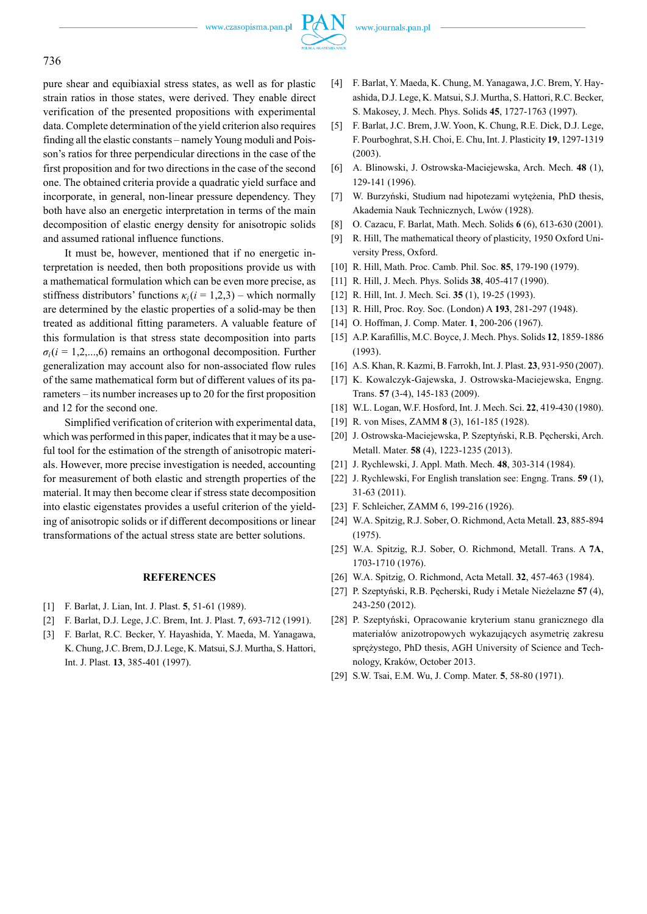pure shear and equibiaxial stress states, as well as for plastic strain ratios in those states, were derived. They enable direct verification of the presented propositions with experimental data. Complete determination of the yield criterion also requires finding all the elastic constants – namely Young moduli and Poisson's ratios for three perpendicular directions in the case of the first proposition and for two directions in the case of the second one. The obtained criteria provide a quadratic yield surface and incorporate, in general, non-linear pressure dependency. They both have also an energetic interpretation in terms of the main decomposition of elastic energy density for anisotropic solids and assumed rational influence functions.

It must be, however, mentioned that if no energetic interpretation is needed, then both propositions provide us with a mathematical formulation which can be even more precise, as stiffness distributors' functions $\kappa_i (i = 1,2,3)$ – which normally are determined by the elastic properties of a solid-may be then treated as additional fitting parameters. A valuable feature of this formulation is that stress state decomposition into parts $\sigma_i (i = 1,2,...,6)$ remains an orthogonal decomposition. Further generalization may account also for non-associated flow rules of the same mathematical form but of different values of its parameters – its number increases up to 20 for the first proposition and 12 for the second one.

Simplified verification of criterion with experimental data, which was performed in this paper, indicates that it may be a useful tool for the estimation of the strength of anisotropic materials. However, more precise investigation is needed, accounting for measurement of both elastic and strength properties of the material. It may then become clear if stress state decomposition into elastic eigenstates provides a useful criterion of the yielding of anisotropic solids or if different decompositions or linear transformations of the actual stress state are better solutions.

## REFERENCES

[1] F. Barlat, J. Lian, Int. J. Plast. **5**, 51-61 (1989).

[2] F. Barlat, D.J. Lege, J.C. Brem, Int. J. Plast. **7**, 693-712 (1991).

[3] F. Barlat, R.C. Becker, Y. Hayashida, Y. Maeda, M. Yanagawa, K. Chung, J.C. Brem, D.J. Lege, K. Matsui, S.J. Murtha, S. Hattori, Int. J. Plast. **13**, 385-401 (1997).

[4] F. Barlat, Y. Maeda, K. Chung, M. Yanagawa, J.C. Brem, Y. Hayashida, D.J. Lege, K. Matsui, S.J. Murtha, S. Hattori, R.C. Becker, S. Makosey, J. Mech. Phys. Solids **45**, 1727-1763 (1997).

[5] F. Barlat, J.C. Brem, J.W. Yoon, K. Chung, R.E. Dick, D.J. Lege, F. Pourboghrat, S.H. Choi, E. Chu, Int. J. Plasticity **19**, 1297-1319 (2003).

[6] A. Blinowski, J. Ostrowska-Maciejewska, Arch. Mech. **48** (1), 129-141 (1996).

[7] W. Burzyński, Studium nad hipotezami wytężenia, PhD thesis, Akademia Nauk Technicznych, Lwów (1928).

[8] O. Cazacu, F. Barlat, Math. Mech. Solids **6** (6), 613-630 (2001).

[9] R. Hill, The mathematical theory of plasticity, 1950 Oxford University Press, Oxford.

[10] R. Hill, Math. Proc. Camb. Phil. Soc. **85**, 179-190 (1979).

[11] R. Hill, J. Mech. Phys. Solids **38**, 405-417 (1990).

[12] R. Hill, Int. J. Mech. Sci. **35** (1), 19-25 (1993).

[13] R. Hill, Proc. Roy. Soc. (London) A **193**, 281-297 (1948).

[14] O. Hoffman, J. Comp. Mater. **1**, 200-206 (1967).

[15] A.P. Karafillis, M.C. Boyce, J. Mech. Phys. Solids **12**, 1859-1886 (1993).

[16] A.S. Khan, R. Kazmi, B. Farrokh, Int. J. Plast. **23**, 931-950 (2007).

[17] K. Kowalczyk-Gajewska, J. Ostrowska-Maciejewska, Engng. Trans. **57** (3-4), 145-183 (2009).

[18] W.L. Logan, W.F. Hosford, Int. J. Mech. Sci. **22**, 419-430 (1980).

[19] R. von Mises, ZAMM **8** (3), 161-185 (1928).

[20] J. Ostrowska-Maciejewska, P. Szeptyński, R.B. Pęcherski, Arch. Metall. Mater. **58** (4), 1223-1235 (2013).

[21] J. Rychlewski, J. Appl. Math. Mech. **48**, 303-314 (1984).

[22] J. Rychlewski, For English translation see: Engng. Trans. **59** (1), 31-63 (2011).

[23] F. Schleicher, ZAMM 6, 199-216 (1926).

[24] W.A. Spitzig, R.J. Sober, O. Richmond, Acta Metall. **23**, 885-894 (1975).

[25] W.A. Spitzig, R.J. Sober, O. Richmond, Metall. Trans. A **7A**, 1703-1710 (1976).

[26] W.A. Spitzig, O. Richmond, Acta Metall. **32**, 457-463 (1984).

[27] P. Szeptyński, R.B. Pęcherski, Rudy i Metale Nieżelazne **57** (4), 243-250 (2012).

[28] P. Szeptyński, Opracowanie kryterium stanu granicznego dla materiałów anizotropowych wykazujących asymetrię zakresu sprężystego, PhD thesis, AGH University of Science and Technology, Kraków, October 2013.

[29] S.W. Tsai, E.M. Wu, J. Comp. Mater. **5**, 58-80 (1971).